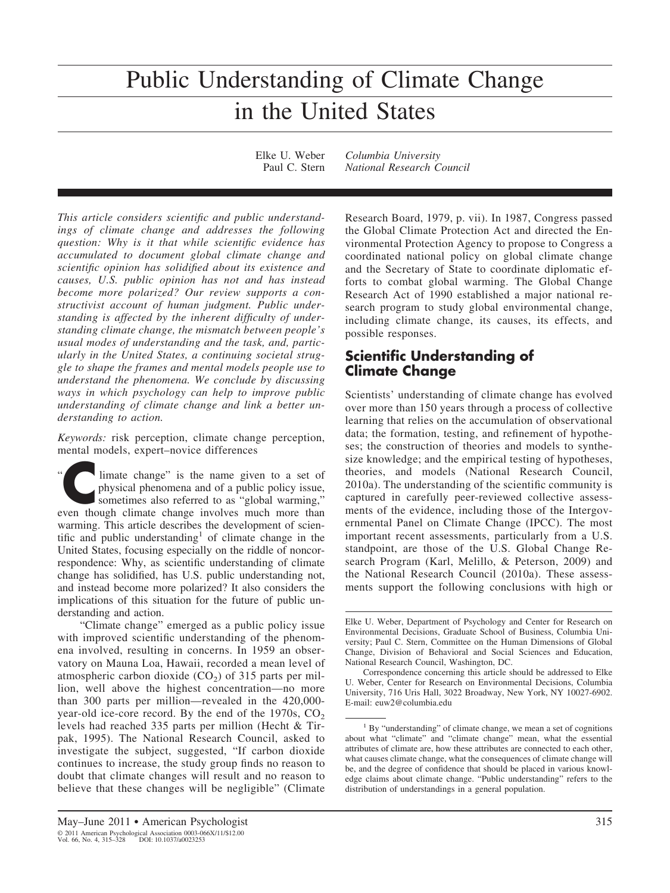# Public Understanding of Climate Change in the United States

Elke U. Weber *Columbia University*
Paul C. Stern *National Research Council*

*This article considers scientific and public understandings of climate change and addresses the following question: Why is it that while scientific evidence has accumulated to document global climate change and scientific opinion has solidified about its existence and causes, U.S. public opinion has not and has instead become more polarized? Our review supports a constructivist account of human judgment. Public understanding is affected by the inherent difficulty of understanding climate change, the mismatch between people's usual modes of understanding and the task, and, particularly in the United States, a continuing societal struggle to shape the frames and mental models people use to understand the phenomena. We conclude by discussing ways in which psychology can help to improve public understanding of climate change and link a better understanding to action.*

*Keywords:* risk perception, climate change perception, mental models, expert–novice differences

"Climate change" is the name given to a set of physical phenomena and of a public policy issue, sometimes also referred to as "global warming," even though climate change involves much more than warming. This article describes the development of scientific and public understanding[1] of climate change in the United States, focusing especially on the riddle of noncorrespondence: Why, as scientific understanding of climate change has solidified, has U.S. public understanding not, and instead become more polarized? It also considers the implications of this situation for the future of public understanding and action.

"Climate change" emerged as a public policy issue with improved scientific understanding of the phenomena involved, resulting in concerns. In 1959 an observatory on Mauna Loa, Hawaii, recorded a mean level of atmospheric carbon dioxide ($CO_2$) of 315 parts per million, well above the highest concentration—no more than 300 parts per million—revealed in the 420,000-year-old ice-core record. By the end of the 1970s, $CO_2$ levels had reached 335 parts per million (Hecht & Tirpak, 1995). The National Research Council, asked to investigate the subject, suggested, "If carbon dioxide continues to increase, the study group finds no reason to doubt that climate changes will result and no reason to believe that these changes will be negligible" (Climate Research Board, 1979, p. vii). In 1987, Congress passed the Global Climate Protection Act and directed the Environmental Protection Agency to propose to Congress a coordinated national policy on global climate change and the Secretary of State to coordinate diplomatic efforts to combat global warming. The Global Change Research Act of 1990 established a major national research program to study global environmental change, including climate change, its causes, its effects, and possible responses.

## Scientific Understanding of Climate Change

Scientists' understanding of climate change has evolved over more than 150 years through a process of collective learning that relies on the accumulation of observational data; the formation, testing, and refinement of hypotheses; the construction of theories and models to synthesize knowledge; and the empirical testing of hypotheses, theories, and models (National Research Council, 2010a). The understanding of the scientific community is captured in carefully peer-reviewed collective assessments of the evidence, including those of the Intergovernmental Panel on Climate Change (IPCC). The most important recent assessments, particularly from a U.S. standpoint, are those of the U.S. Global Change Research Program (Karl, Melillo, & Peterson, 2009) and the National Research Council (2010a). These assessments support the following conclusions with high or

Elke U. Weber, Department of Psychology and Center for Research on Environmental Decisions, Graduate School of Business, Columbia University; Paul C. Stern, Committee on the Human Dimensions of Global Change, Division of Behavioral and Social Sciences and Education, National Research Council, Washington, DC.

Correspondence concerning this article should be addressed to Elke U. Weber, Center for Research on Environmental Decisions, Columbia University, 716 Uris Hall, 3022 Broadway, New York, NY 10027-6902. E-mail: euw2@columbia.edu

[1] By "understanding" of climate change, we mean a set of cognitions about what "climate" and "climate change" mean, what the essential attributes of climate are, how these attributes are connected to each other, what causes climate change, what the consequences of climate change will be, and the degree of confidence that should be placed in various knowledge claims about climate change. "Public understanding" refers to the distribution of understandings in a general population.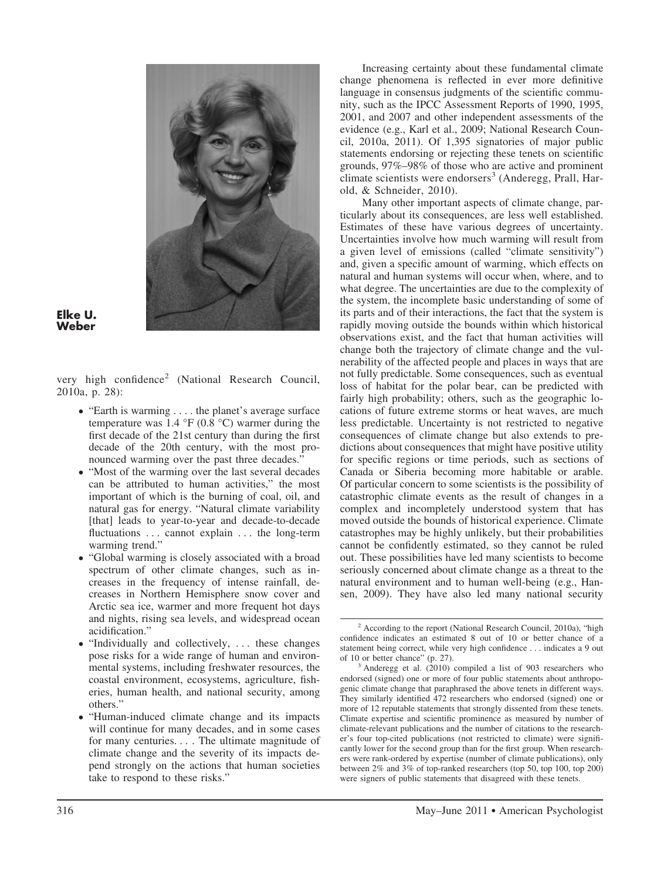Elke U. Weber

very high confidence[2] (National Research Council, 2010a, p. 28):

- "Earth is warming . . . . the planet's average surface temperature was 1.4 °F (0.8 °C) warmer during the first decade of the 21st century than during the first decade of the 20th century, with the most pronounced warming over the past three decades."
- "Most of the warming over the last several decades can be attributed to human activities," the most important of which is the burning of coal, oil, and natural gas for energy. "Natural climate variability [that] leads to year-to-year and decade-to-decade fluctuations . . . cannot explain . . . the long-term warming trend."
- "Global warming is closely associated with a broad spectrum of other climate changes, such as increases in the frequency of intense rainfall, decreases in Northern Hemisphere snow cover and Arctic sea ice, warmer and more frequent hot days and nights, rising sea levels, and widespread ocean acidification."
- "Individually and collectively, . . . these changes pose risks for a wide range of human and environmental systems, including freshwater resources, the coastal environment, ecosystems, agriculture, fisheries, human health, and national security, among others."
- "Human-induced climate change and its impacts will continue for many decades, and in some cases for many centuries. . . . The ultimate magnitude of climate change and the severity of its impacts depend strongly on the actions that human societies take to respond to these risks."

Increasing certainty about these fundamental climate change phenomena is reflected in ever more definitive language in consensus judgments of the scientific community, such as the IPCC Assessment Reports of 1990, 1995, 2001, and 2007 and other independent assessments of the evidence (e.g., Karl et al., 2009; National Research Council, 2010a, 2011). Of 1,395 signatories of major public statements endorsing or rejecting these tenets on scientific grounds, 97%–98% of those who are active and prominent climate scientists were endorsers[3] (Anderegg, Prall, Harold, & Schneider, 2010).

Many other important aspects of climate change, particularly about its consequences, are less well established. Estimates of these have various degrees of uncertainty. Uncertainties involve how much warming will result from a given level of emissions (called "climate sensitivity") and, given a specific amount of warming, which effects on natural and human systems will occur when, where, and to what degree. The uncertainties are due to the complexity of the system, the incomplete basic understanding of some of its parts and of their interactions, the fact that the system is rapidly moving outside the bounds within which historical observations exist, and the fact that human activities will change both the trajectory of climate change and the vulnerability of the affected people and places in ways that are not fully predictable. Some consequences, such as eventual loss of habitat for the polar bear, can be predicted with fairly high probability; others, such as the geographic locations of future extreme storms or heat waves, are much less predictable. Uncertainty is not restricted to negative consequences of climate change but also extends to predictions about consequences that might have positive utility for specific regions or time periods, such as sections of Canada or Siberia becoming more habitable or arable. Of particular concern to some scientists is the possibility of catastrophic climate events as the result of changes in a complex and incompletely understood system that has moved outside the bounds of historical experience. Climate catastrophes may be highly unlikely, but their probabilities cannot be confidently estimated, so they cannot be ruled out. These possibilities have led many scientists to become seriously concerned about climate change as a threat to the natural environment and to human well-being (e.g., Hansen, 2009). They have also led many national security

[2] According to the report (National Research Council, 2010a), "high confidence indicates an estimated 8 out of 10 or better chance of a statement being correct, while very high confidence . . . indicates a 9 out of 10 or better chance" (p. 27).

[3] Anderegg et al. (2010) compiled a list of 903 researchers who endorsed (signed) one or more of four public statements about anthropogenic climate change that paraphrased the above tenets in different ways. They similarly identified 472 researchers who endorsed (signed) one or more of 12 reputable statements that strongly dissented from these tenets. Climate expertise and scientific prominence as measured by number of climate-relevant publications and the number of citations to the researcher's four top-cited publications (not restricted to climate) were significantly lower for the second group than for the first group. When researchers were rank-ordered by expertise (number of climate publications), only between 2% and 3% of top-ranked researchers (top 50, top 100, top 200) were signers of public statements that disagreed with these tenets.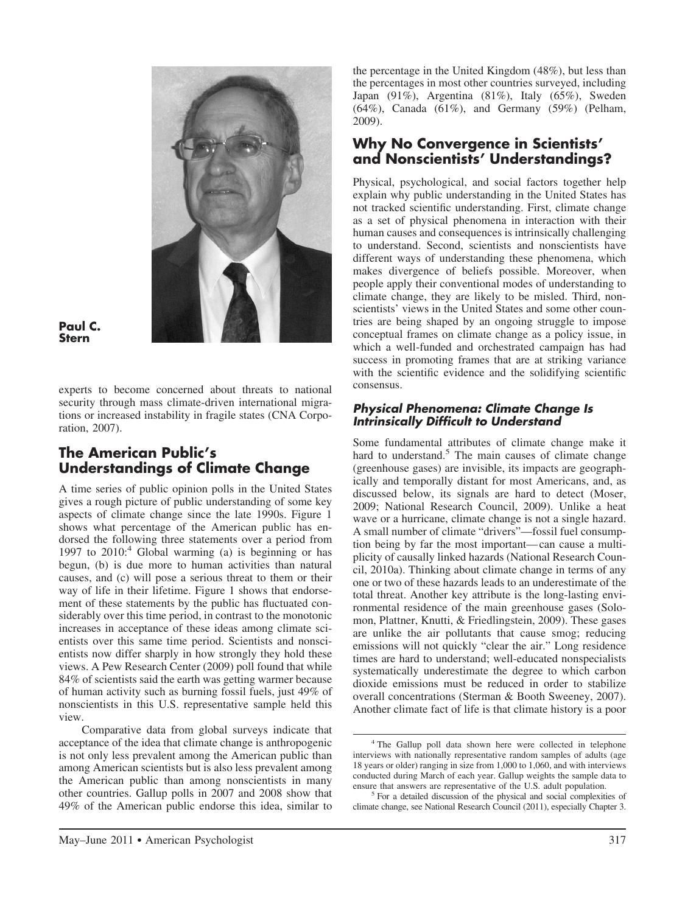Paul C. Stern

experts to become concerned about threats to national security through mass climate-driven international migrations or increased instability in fragile states (CNA Corporation, 2007).

## The American Public's Understandings of Climate Change

A time series of public opinion polls in the United States gives a rough picture of public understanding of some key aspects of climate change since the late 1990s. Figure 1 shows what percentage of the American public has endorsed the following three statements over a period from 1997 to 2010:[4] Global warming (a) is beginning or has begun, (b) is due more to human activities than natural causes, and (c) will pose a serious threat to them or their way of life in their lifetime. Figure 1 shows that endorsement of these statements by the public has fluctuated considerably over this time period, in contrast to the monotonic increases in acceptance of these ideas among climate scientists over this same time period. Scientists and nonscientists now differ sharply in how strongly they hold these views. A Pew Research Center (2009) poll found that while 84% of scientists said the earth was getting warmer because of human activity such as burning fossil fuels, just 49% of nonscientists in this U.S. representative sample held this view.

Comparative data from global surveys indicate that acceptance of the idea that climate change is anthropogenic is not only less prevalent among the American public than among American scientists but is also less prevalent among the American public than among nonscientists in many other countries. Gallup polls in 2007 and 2008 show that 49% of the American public endorse this idea, similar to the percentage in the United Kingdom (48%), but less than the percentages in most other countries surveyed, including Japan (91%), Argentina (81%), Italy (65%), Sweden (64%), Canada (61%), and Germany (59%) (Pelham, 2009).

## Why No Convergence in Scientists' and Nonscientists' Understandings?

Physical, psychological, and social factors together help explain why public understanding in the United States has not tracked scientific understanding. First, climate change as a set of physical phenomena in interaction with their human causes and consequences is intrinsically challenging to understand. Second, scientists and nonscientists have different ways of understanding these phenomena, which makes divergence of beliefs possible. Moreover, when people apply their conventional modes of understanding to climate change, they are likely to be misled. Third, nonscientists' views in the United States and some other countries are being shaped by an ongoing struggle to impose conceptual frames on climate change as a policy issue, in which a well-funded and orchestrated campaign has had success in promoting frames that are at striking variance with the scientific evidence and the solidifying scientific consensus.

### *Physical Phenomena: Climate Change Is Intrinsically Difficult to Understand*

Some fundamental attributes of climate change make it hard to understand.[5] The main causes of climate change (greenhouse gases) are invisible, its impacts are geographically and temporally distant for most Americans, and, as discussed below, its signals are hard to detect (Moser, 2009; National Research Council, 2009). Unlike a heat wave or a hurricane, climate change is not a single hazard. A small number of climate "drivers"—fossil fuel consumption being by far the most important—can cause a multiplicity of causally linked hazards (National Research Council, 2010a). Thinking about climate change in terms of any one or two of these hazards leads to an underestimate of the total threat. Another key attribute is the long-lasting environmental residence of the main greenhouse gases (Solomon, Plattner, Knutti, & Friedlingstein, 2009). These gases are unlike the air pollutants that cause smog; reducing emissions will not quickly "clear the air." Long residence times are hard to understand; well-educated nonspecialists systematically underestimate the degree to which carbon dioxide emissions must be reduced in order to stabilize overall concentrations (Sterman & Booth Sweeney, 2007). Another climate fact of life is that climate history is a poor

---

[4] The Gallup poll data shown here were collected in telephone interviews with nationally representative random samples of adults (age 18 years or older) ranging in size from 1,000 to 1,060, and with interviews conducted during March of each year. Gallup weights the sample data to ensure that answers are representative of the U.S. adult population.

[5] For a detailed discussion of the physical and social complexities of climate change, see National Research Council (2011), especially Chapter 3.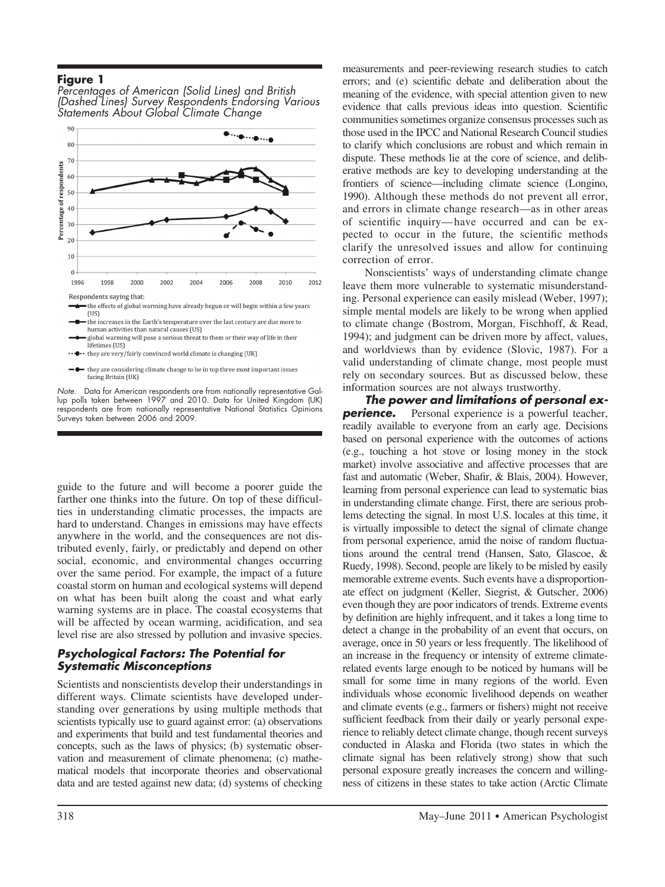**Figure 1**

*Percentages of American (Solid Lines) and British (Dashed Lines) Survey Respondents Endorsing Various Statements About Global Climate Change*

Percentage of respondents

0 10 20 30 40 50 60 70 80 90

1996 1998 2000 2002 2004 2006 2008 2010 2012

Respondents saying that:

- the effects of global warming have already begun or will begin within a few years (US)
- the increases in the Earth's temperature over the last century are due more to human activities than natural causes (US)
- global warming will pose a serious threat to them or their way of life in their lifetimes (US)
- they are very/fairly convinced world climate is changing (UK)
- they are considering climate change to be in top three most important issues facing Britain (UK)

*Note.* Data for American respondents are from nationally representative Gallup polls taken between 1997 and 2010. Data for United Kingdom (UK) respondents are from nationally representative National Statistics Opinions Surveys taken between 2006 and 2009.

guide to the future and will become a poorer guide the farther one thinks into the future. On top of these difficulties in understanding climatic processes, the impacts are hard to understand. Changes in emissions may have effects anywhere in the world, and the consequences are not distributed evenly, fairly, or predictably and depend on other social, economic, and environmental changes occurring over the same period. For example, the impact of a future coastal storm on human and ecological systems will depend on what has been built along the coast and what early warning systems are in place. The coastal ecosystems that will be affected by ocean warming, acidification, and sea level rise are also stressed by pollution and invasive species.

### *Psychological Factors: The Potential for Systematic Misconceptions*

Scientists and nonscientists develop their understandings in different ways. Climate scientists have developed understanding over generations by using multiple methods that scientists typically use to guard against error: (a) observations and experiments that build and test fundamental theories and concepts, such as the laws of physics; (b) systematic observation and measurement of climate phenomena; (c) mathematical models that incorporate theories and observational data and are tested against new data; (d) systems of checking measurements and peer-reviewing research studies to catch errors; and (e) scientific debate and deliberation about the meaning of the evidence, with special attention given to new evidence that calls previous ideas into question. Scientific communities sometimes organize consensus processes such as those used in the IPCC and National Research Council studies to clarify which conclusions are robust and which remain in dispute. These methods lie at the core of science, and deliberative methods are key to developing understanding at the frontiers of science—including climate science (Longino, 1990). Although these methods do not prevent all error, and errors in climate change research—as in other areas of scientific inquiry—have occurred and can be expected to occur in the future, the scientific methods clarify the unresolved issues and allow for continuing correction of error.

Nonscientists' ways of understanding climate change leave them more vulnerable to systematic misunderstanding. Personal experience can easily mislead (Weber, 1997); simple mental models are likely to be wrong when applied to climate change (Bostrom, Morgan, Fischhoff, & Read, 1994); and judgment can be driven more by affect, values, and worldviews than by evidence (Slovic, 1987). For a valid understanding of climate change, most people must rely on secondary sources. But as discussed below, these information sources are not always trustworthy.

***The power and limitations of personal experience.*** Personal experience is a powerful teacher, readily available to everyone from an early age. Decisions based on personal experience with the outcomes of actions (e.g., touching a hot stove or losing money in the stock market) involve associative and affective processes that are fast and automatic (Weber, Shafir, & Blais, 2004). However, learning from personal experience can lead to systematic bias in understanding climate change. First, there are serious problems detecting the signal. In most U.S. locales at this time, it is virtually impossible to detect the signal of climate change from personal experience, amid the noise of random fluctuations around the central trend (Hansen, Sato, Glascoe, & Ruedy, 1998). Second, people are likely to be misled by easily memorable extreme events. Such events have a disproportionate effect on judgment (Keller, Siegrist, & Gutscher, 2006) even though they are poor indicators of trends. Extreme events by definition are highly infrequent, and it takes a long time to detect a change in the probability of an event that occurs, on average, once in 50 years or less frequently. The likelihood of an increase in the frequency or intensity of extreme climate-related events large enough to be noticed by humans will be small for some time in many regions of the world. Even individuals whose economic livelihood depends on weather and climate events (e.g., farmers or fishers) might not receive sufficient feedback from their daily or yearly personal experience to reliably detect climate change, though recent surveys conducted in Alaska and Florida (two states in which the climate signal has been relatively strong) show that such personal exposure greatly increases the concern and willingness of citizens in these states to take action (Arctic Climate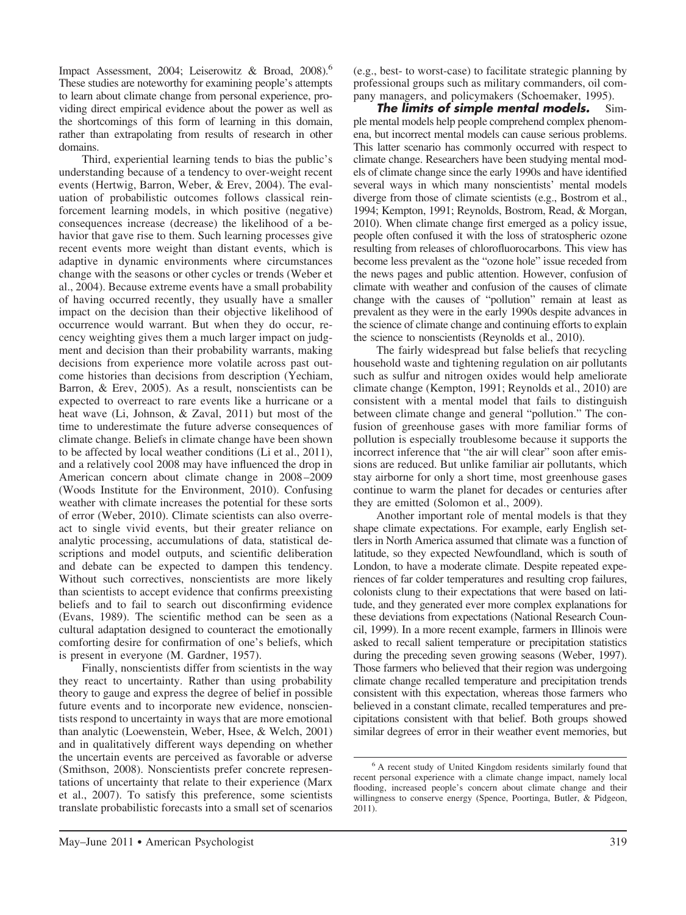Impact Assessment, 2004; Leiserowitz & Broad, 2008).[6] These studies are noteworthy for examining people's attempts to learn about climate change from personal experience, providing direct empirical evidence about the power as well as the shortcomings of this form of learning in this domain, rather than extrapolating from results of research in other domains.

Third, experiential learning tends to bias the public's understanding because of a tendency to over-weight recent events (Hertwig, Barron, Weber, & Erev, 2004). The evaluation of probabilistic outcomes follows classical reinforcement learning models, in which positive (negative) consequences increase (decrease) the likelihood of a behavior that gave rise to them. Such learning processes give recent events more weight than distant events, which is adaptive in dynamic environments where circumstances change with the seasons or other cycles or trends (Weber et al., 2004). Because extreme events have a small probability of having occurred recently, they usually have a smaller impact on the decision than their objective likelihood of occurrence would warrant. But when they do occur, recency weighting gives them a much larger impact on judgment and decision than their probability warrants, making decisions from experience more volatile across past outcome histories than decisions from description (Yechiam, Barron, & Erev, 2005). As a result, nonscientists can be expected to overreact to rare events like a hurricane or a heat wave (Li, Johnson, & Zaval, 2011) but most of the time to underestimate the future adverse consequences of climate change. Beliefs in climate change have been shown to be affected by local weather conditions (Li et al., 2011), and a relatively cool 2008 may have influenced the drop in American concern about climate change in 2008–2009 (Woods Institute for the Environment, 2010). Confusing weather with climate increases the potential for these sorts of error (Weber, 2010). Climate scientists can also overreact to single vivid events, but their greater reliance on analytic processing, accumulations of data, statistical descriptions and model outputs, and scientific deliberation and debate can be expected to dampen this tendency. Without such correctives, nonscientists are more likely than scientists to accept evidence that confirms preexisting beliefs and to fail to search out disconfirming evidence (Evans, 1989). The scientific method can be seen as a cultural adaptation designed to counteract the emotionally comforting desire for confirmation of one's beliefs, which is present in everyone (M. Gardner, 1957).

Finally, nonscientists differ from scientists in the way they react to uncertainty. Rather than using probability theory to gauge and express the degree of belief in possible future events and to incorporate new evidence, nonscientists respond to uncertainty in ways that are more emotional than analytic (Loewenstein, Weber, Hsee, & Welch, 2001) and in qualitatively different ways depending on whether the uncertain events are perceived as favorable or adverse (Smithson, 2008). Nonscientists prefer concrete representations of uncertainty that relate to their experience (Marx et al., 2007). To satisfy this preference, some scientists translate probabilistic forecasts into a small set of scenarios (e.g., best- to worst-case) to facilitate strategic planning by professional groups such as military commanders, oil company managers, and policymakers (Schoemaker, 1995).

***The limits of simple mental models.*** Simple mental models help people comprehend complex phenomena, but incorrect mental models can cause serious problems. This latter scenario has commonly occurred with respect to climate change. Researchers have been studying mental models of climate change since the early 1990s and have identified several ways in which many nonscientists' mental models diverge from those of climate scientists (e.g., Bostrom et al., 1994; Kempton, 1991; Reynolds, Bostrom, Read, & Morgan, 2010). When climate change first emerged as a policy issue, people often confused it with the loss of stratospheric ozone resulting from releases of chlorofluorocarbons. This view has become less prevalent as the "ozone hole" issue receded from the news pages and public attention. However, confusion of climate with weather and confusion of the causes of climate change with the causes of "pollution" remain at least as prevalent as they were in the early 1990s despite advances in the science of climate change and continuing efforts to explain the science to nonscientists (Reynolds et al., 2010).

The fairly widespread but false beliefs that recycling household waste and tightening regulation on air pollutants such as sulfur and nitrogen oxides would help ameliorate climate change (Kempton, 1991; Reynolds et al., 2010) are consistent with a mental model that fails to distinguish between climate change and general "pollution." The confusion of greenhouse gases with more familiar forms of pollution is especially troublesome because it supports the incorrect inference that "the air will clear" soon after emissions are reduced. But unlike familiar air pollutants, which stay airborne for only a short time, most greenhouse gases continue to warm the planet for decades or centuries after they are emitted (Solomon et al., 2009).

Another important role of mental models is that they shape climate expectations. For example, early English settlers in North America assumed that climate was a function of latitude, so they expected Newfoundland, which is south of London, to have a moderate climate. Despite repeated experiences of far colder temperatures and crop failures, colonists clung to their expectations that were based on latitude, and they generated ever more complex explanations for these deviations from expectations (National Research Council, 1999). In a more recent example, farmers in Illinois were asked to recall salient temperature or precipitation statistics during the preceding seven growing seasons (Weber, 1997). Those farmers who believed that their region was undergoing climate change recalled temperature and precipitation trends consistent with this expectation, whereas those farmers who believed in a constant climate, recalled temperatures and precipitations consistent with that belief. Both groups showed similar degrees of error in their weather event memories, but

---

[6] A recent study of United Kingdom residents similarly found that recent personal experience with a climate change impact, namely local flooding, increased people's concern about climate change and their willingness to conserve energy (Spence, Poortinga, Butler, & Pidgeon, 2011).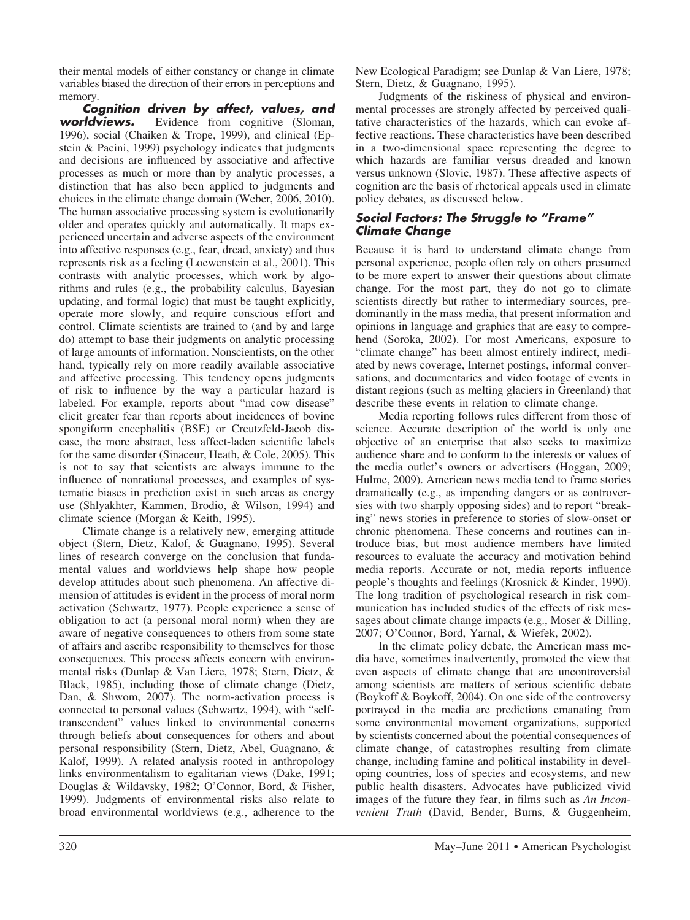their mental models of either constancy or change in climate variables biased the direction of their errors in perceptions and memory.

***Cognition driven by affect, values, and worldviews.*** Evidence from cognitive (Sloman, 1996), social (Chaiken & Trope, 1999), and clinical (Epstein & Pacini, 1999) psychology indicates that judgments and decisions are influenced by associative and affective processes as much or more than by analytic processes, a distinction that has also been applied to judgments and choices in the climate change domain (Weber, 2006, 2010). The human associative processing system is evolutionarily older and operates quickly and automatically. It maps experienced uncertain and adverse aspects of the environment into affective responses (e.g., fear, dread, anxiety) and thus represents risk as a feeling (Loewenstein et al., 2001). This contrasts with analytic processes, which work by algorithms and rules (e.g., the probability calculus, Bayesian updating, and formal logic) that must be taught explicitly, operate more slowly, and require conscious effort and control. Climate scientists are trained to (and by and large do) attempt to base their judgments on analytic processing of large amounts of information. Nonscientists, on the other hand, typically rely on more readily available associative and affective processing. This tendency opens judgments of risk to influence by the way a particular hazard is labeled. For example, reports about "mad cow disease" elicit greater fear than reports about incidences of bovine spongiform encephalitis (BSE) or Creutzfeld-Jacob disease, the more abstract, less affect-laden scientific labels for the same disorder (Sinaceur, Heath, & Cole, 2005). This is not to say that scientists are always immune to the influence of nonrational processes, and examples of systematic biases in prediction exist in such areas as energy use (Shlyakhter, Kammen, Brodio, & Wilson, 1994) and climate science (Morgan & Keith, 1995).

Climate change is a relatively new, emerging attitude object (Stern, Dietz, Kalof, & Guagnano, 1995). Several lines of research converge on the conclusion that fundamental values and worldviews help shape how people develop attitudes about such phenomena. An affective dimension of attitudes is evident in the process of moral norm activation (Schwartz, 1977). People experience a sense of obligation to act (a personal moral norm) when they are aware of negative consequences to others from some state of affairs and ascribe responsibility to themselves for those consequences. This process affects concern with environmental risks (Dunlap & Van Liere, 1978; Stern, Dietz, & Black, 1985), including those of climate change (Dietz, Dan, & Shwom, 2007). The norm-activation process is connected to personal values (Schwartz, 1994), with "self-transcendent" values linked to environmental concerns through beliefs about consequences for others and about personal responsibility (Stern, Dietz, Abel, Guagnano, & Kalof, 1999). A related analysis rooted in anthropology links environmentalism to egalitarian views (Dake, 1991; Douglas & Wildavsky, 1982; O'Connor, Bord, & Fisher, 1999). Judgments of environmental risks also relate to broad environmental worldviews (e.g., adherence to the New Ecological Paradigm; see Dunlap & Van Liere, 1978; Stern, Dietz, & Guagnano, 1995).

Judgments of the riskiness of physical and environmental processes are strongly affected by perceived qualitative characteristics of the hazards, which can evoke affective reactions. These characteristics have been described in a two-dimensional space representing the degree to which hazards are familiar versus dreaded and known versus unknown (Slovic, 1987). These affective aspects of cognition are the basis of rhetorical appeals used in climate policy debates, as discussed below.

### Social Factors: The Struggle to "Frame" Climate Change

Because it is hard to understand climate change from personal experience, people often rely on others presumed to be more expert to answer their questions about climate change. For the most part, they do not go to climate scientists directly but rather to intermediary sources, predominantly in the mass media, that present information and opinions in language and graphics that are easy to comprehend (Soroka, 2002). For most Americans, exposure to "climate change" has been almost entirely indirect, mediated by news coverage, Internet postings, informal conversations, and documentaries and video footage of events in distant regions (such as melting glaciers in Greenland) that describe these events in relation to climate change.

Media reporting follows rules different from those of science. Accurate description of the world is only one objective of an enterprise that also seeks to maximize audience share and to conform to the interests or values of the media outlet's owners or advertisers (Hoggan, 2009; Hulme, 2009). American news media tend to frame stories dramatically (e.g., as impending dangers or as controversies with two sharply opposing sides) and to report "breaking" news stories in preference to stories of slow-onset or chronic phenomena. These concerns and routines can introduce bias, but most audience members have limited resources to evaluate the accuracy and motivation behind media reports. Accurate or not, media reports influence people's thoughts and feelings (Krosnick & Kinder, 1990). The long tradition of psychological research in risk communication has included studies of the effects of risk messages about climate change impacts (e.g., Moser & Dilling, 2007; O'Connor, Bord, Yarnal, & Wiefek, 2002).

In the climate policy debate, the American mass media have, sometimes inadvertently, promoted the view that even aspects of climate change that are uncontroversial among scientists are matters of serious scientific debate (Boykoff & Boykoff, 2004). On one side of the controversy portrayed in the media are predictions emanating from some environmental movement organizations, supported by scientists concerned about the potential consequences of climate change, of catastrophes resulting from climate change, including famine and political instability in developing countries, loss of species and ecosystems, and new public health disasters. Advocates have publicized vivid images of the future they fear, in films such as *An Inconvenient Truth* (David, Bender, Burns, & Guggenheim,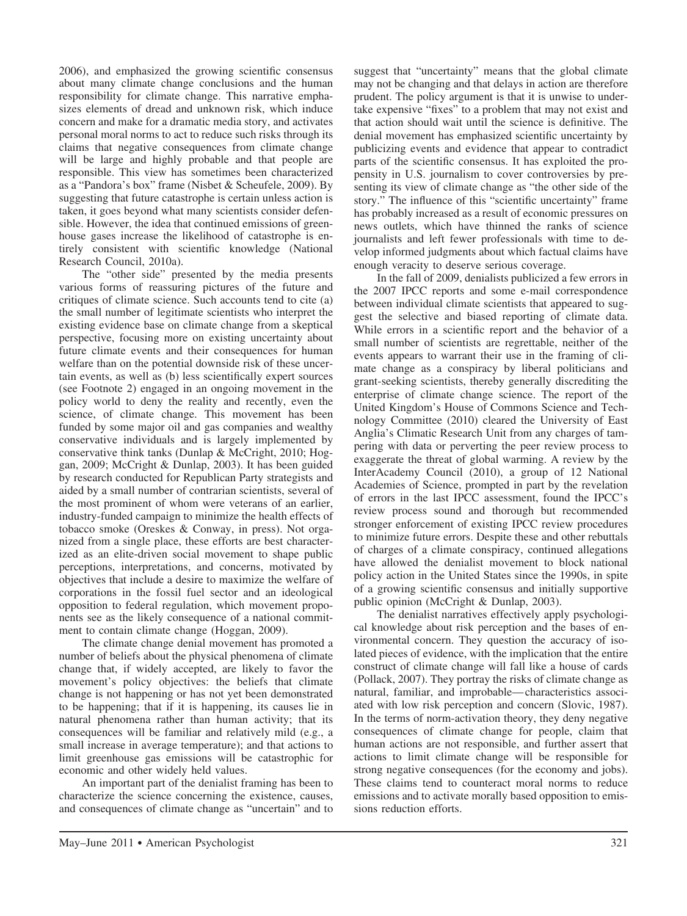2006), and emphasized the growing scientific consensus about many climate change conclusions and the human responsibility for climate change. This narrative emphasizes elements of dread and unknown risk, which induce concern and make for a dramatic media story, and activates personal moral norms to act to reduce such risks through its claims that negative consequences from climate change will be large and highly probable and that people are responsible. This view has sometimes been characterized as a "Pandora's box" frame (Nisbet & Scheufele, 2009). By suggesting that future catastrophe is certain unless action is taken, it goes beyond what many scientists consider defensible. However, the idea that continued emissions of greenhouse gases increase the likelihood of catastrophe is entirely consistent with scientific knowledge (National Research Council, 2010a).

The "other side" presented by the media presents various forms of reassuring pictures of the future and critiques of climate science. Such accounts tend to cite (a) the small number of legitimate scientists who interpret the existing evidence base on climate change from a skeptical perspective, focusing more on existing uncertainty about future climate events and their consequences for human welfare than on the potential downside risk of these uncertain events, as well as (b) less scientifically expert sources (see Footnote 2) engaged in an ongoing movement in the policy world to deny the reality and recently, even the science, of climate change. This movement has been funded by some major oil and gas companies and wealthy conservative individuals and is largely implemented by conservative think tanks (Dunlap & McCright, 2010; Hoggan, 2009; McCright & Dunlap, 2003). It has been guided by research conducted for Republican Party strategists and aided by a small number of contrarian scientists, several of the most prominent of whom were veterans of an earlier, industry-funded campaign to minimize the health effects of tobacco smoke (Oreskes & Conway, in press). Not organized from a single place, these efforts are best characterized as an elite-driven social movement to shape public perceptions, interpretations, and concerns, motivated by objectives that include a desire to maximize the welfare of corporations in the fossil fuel sector and an ideological opposition to federal regulation, which movement proponents see as the likely consequence of a national commitment to contain climate change (Hoggan, 2009).

The climate change denial movement has promoted a number of beliefs about the physical phenomena of climate change that, if widely accepted, are likely to favor the movement's policy objectives: the beliefs that climate change is not happening or has not yet been demonstrated to be happening; that if it is happening, its causes lie in natural phenomena rather than human activity; that its consequences will be familiar and relatively mild (e.g., a small increase in average temperature); and that actions to limit greenhouse gas emissions will be catastrophic for economic and other widely held values.

An important part of the denialist framing has been to characterize the science concerning the existence, causes, and consequences of climate change as "uncertain" and to suggest that "uncertainty" means that the global climate may not be changing and that delays in action are therefore prudent. The policy argument is that it is unwise to undertake expensive "fixes" to a problem that may not exist and that action should wait until the science is definitive. The denial movement has emphasized scientific uncertainty by publicizing events and evidence that appear to contradict parts of the scientific consensus. It has exploited the propensity in U.S. journalism to cover controversies by presenting its view of climate change as "the other side of the story." The influence of this "scientific uncertainty" frame has probably increased as a result of economic pressures on news outlets, which have thinned the ranks of science journalists and left fewer professionals with time to develop informed judgments about which factual claims have enough veracity to deserve serious coverage.

In the fall of 2009, denialists publicized a few errors in the 2007 IPCC reports and some e-mail correspondence between individual climate scientists that appeared to suggest the selective and biased reporting of climate data. While errors in a scientific report and the behavior of a small number of scientists are regrettable, neither of the events appears to warrant their use in the framing of climate change as a conspiracy by liberal politicians and grant-seeking scientists, thereby generally discrediting the enterprise of climate change science. The report of the United Kingdom's House of Commons Science and Technology Committee (2010) cleared the University of East Anglia's Climatic Research Unit from any charges of tampering with data or perverting the peer review process to exaggerate the threat of global warming. A review by the InterAcademy Council (2010), a group of 12 National Academies of Science, prompted in part by the revelation of errors in the last IPCC assessment, found the IPCC's review process sound and thorough but recommended stronger enforcement of existing IPCC review procedures to minimize future errors. Despite these and other rebuttals of charges of a climate conspiracy, continued allegations have allowed the denialist movement to block national policy action in the United States since the 1990s, in spite of a growing scientific consensus and initially supportive public opinion (McCright & Dunlap, 2003).

The denialist narratives effectively apply psychological knowledge about risk perception and the bases of environmental concern. They question the accuracy of isolated pieces of evidence, with the implication that the entire construct of climate change will fall like a house of cards (Pollack, 2007). They portray the risks of climate change as natural, familiar, and improbable—characteristics associated with low risk perception and concern (Slovic, 1987). In the terms of norm-activation theory, they deny negative consequences of climate change for people, claim that human actions are not responsible, and further assert that actions to limit climate change will be responsible for strong negative consequences (for the economy and jobs). These claims tend to counteract moral norms to reduce emissions and to activate morally based opposition to emissions reduction efforts.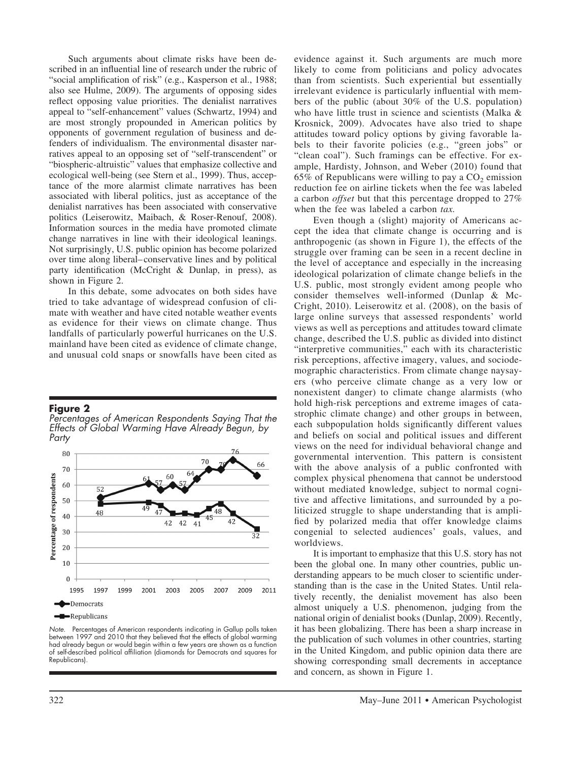Such arguments about climate risks have been described in an influential line of research under the rubric of "social amplification of risk" (e.g., Kasperson et al., 1988; also see Hulme, 2009). The arguments of opposing sides reflect opposing value priorities. The denialist narratives appeal to "self-enhancement" values (Schwartz, 1994) and are most strongly propounded in American politics by opponents of government regulation of business and defenders of individualism. The environmental disaster narratives appeal to an opposing set of "self-transcendent" or "biospheric-altruistic" values that emphasize collective and ecological well-being (see Stern et al., 1999). Thus, acceptance of the more alarmist climate narratives has been associated with liberal politics, just as acceptance of the denialist narratives has been associated with conservative politics (Leiserowitz, Maibach, & Roser-Renouf, 2008). Information sources in the media have promoted climate change narratives in line with their ideological leanings. Not surprisingly, U.S. public opinion has become polarized over time along liberal–conservative lines and by political party identification (McCright & Dunlap, in press), as shown in Figure 2.

In this debate, some advocates on both sides have tried to take advantage of widespread confusion of climate with weather and have cited notable weather events as evidence for their views on climate change. Thus landfalls of particularly powerful hurricanes on the U.S. mainland have been cited as evidence of climate change, and unusual cold snaps or snowfalls have been cited as

**Figure 2**

*Percentages of American Respondents Saying That the Effects of Global Warming Have Already Begun, by Party*

Percentage of respondents
80
70
60
50
40
30
20
10
0
1995 1997 1999 2001 2003 2005 2007 2009 2011

52 61 57 60 57 64 70 70 76 66
48 49 47 42 42 41 45 48 42 32

Democrats
Republicans

*Note.* Percentages of American respondents indicating in Gallup polls taken between 1997 and 2010 that they believed that the effects of global warming had already begun or would begin within a few years are shown as a function of self-described political affiliation (diamonds for Democrats and squares for Republicans).

evidence against it. Such arguments are much more likely to come from politicians and policy advocates than from scientists. Such experiential but essentially irrelevant evidence is particularly influential with members of the public (about 30% of the U.S. population) who have little trust in science and scientists (Malka & Krosnick, 2009). Advocates have also tried to shape attitudes toward policy options by giving favorable labels to their favorite policies (e.g., "green jobs" or "clean coal"). Such framings can be effective. For example, Hardisty, Johnson, and Weber (2010) found that 65% of Republicans were willing to pay a $CO_2$ emission reduction fee on airline tickets when the fee was labeled a carbon *offset* but that this percentage dropped to 27% when the fee was labeled a carbon *tax.*

Even though a (slight) majority of Americans accept the idea that climate change is occurring and is anthropogenic (as shown in Figure 1), the effects of the struggle over framing can be seen in a recent decline in the level of acceptance and especially in the increasing ideological polarization of climate change beliefs in the U.S. public, most strongly evident among people who consider themselves well-informed (Dunlap & McCright, 2010). Leiserowitz et al. (2008), on the basis of large online surveys that assessed respondents' world views as well as perceptions and attitudes toward climate change, described the U.S. public as divided into distinct "interpretive communities," each with its characteristic risk perceptions, affective imagery, values, and sociodemographic characteristics. From climate change naysayers (who perceive climate change as a very low or nonexistent danger) to climate change alarmists (who hold high-risk perceptions and extreme images of catastrophic climate change) and other groups in between, each subpopulation holds significantly different values and beliefs on social and political issues and different views on the need for individual behavioral change and governmental intervention. This pattern is consistent with the above analysis of a public confronted with complex physical phenomena that cannot be understood without mediated knowledge, subject to normal cognitive and affective limitations, and surrounded by a politicized struggle to shape understanding that is amplified by polarized media that offer knowledge claims congenial to selected audiences' goals, values, and worldviews.

It is important to emphasize that this U.S. story has not been the global one. In many other countries, public understanding appears to be much closer to scientific understanding than is the case in the United States. Until relatively recently, the denialist movement has also been almost uniquely a U.S. phenomenon, judging from the national origin of denialist books (Dunlap, 2009). Recently, it has been globalizing. There has been a sharp increase in the publication of such volumes in other countries, starting in the United Kingdom, and public opinion data there are showing corresponding small decrements in acceptance and concern, as shown in Figure 1.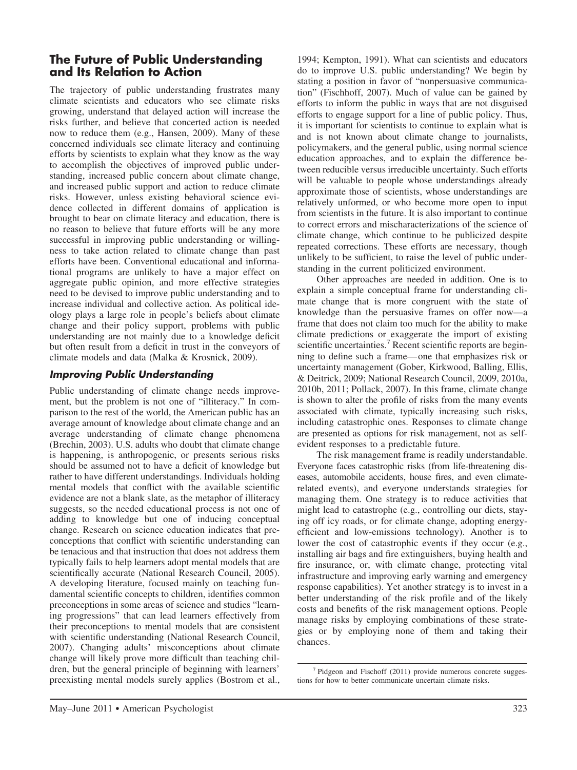## The Future of Public Understanding and Its Relation to Action

The trajectory of public understanding frustrates many climate scientists and educators who see climate risks growing, understand that delayed action will increase the risks further, and believe that concerted action is needed now to reduce them (e.g., Hansen, 2009). Many of these concerned individuals see climate literacy and continuing efforts by scientists to explain what they know as the way to accomplish the objectives of improved public understanding, increased public concern about climate change, and increased public support and action to reduce climate risks. However, unless existing behavioral science evidence collected in different domains of application is brought to bear on climate literacy and education, there is no reason to believe that future efforts will be any more successful in improving public understanding or willingness to take action related to climate change than past efforts have been. Conventional educational and informational programs are unlikely to have a major effect on aggregate public opinion, and more effective strategies need to be devised to improve public understanding and to increase individual and collective action. As political ideology plays a large role in people's beliefs about climate change and their policy support, problems with public understanding are not mainly due to a knowledge deficit but often result from a deficit in trust in the conveyors of climate models and data (Malka & Krosnick, 2009).

### *Improving Public Understanding*

Public understanding of climate change needs improvement, but the problem is not one of "illiteracy." In comparison to the rest of the world, the American public has an average amount of knowledge about climate change and an average understanding of climate change phenomena (Brechin, 2003). U.S. adults who doubt that climate change is happening, is anthropogenic, or presents serious risks should be assumed not to have a deficit of knowledge but rather to have different understandings. Individuals holding mental models that conflict with the available scientific evidence are not a blank slate, as the metaphor of illiteracy suggests, so the needed educational process is not one of adding to knowledge but one of inducing conceptual change. Research on science education indicates that preconceptions that conflict with scientific understanding can be tenacious and that instruction that does not address them typically fails to help learners adopt mental models that are scientifically accurate (National Research Council, 2005). A developing literature, focused mainly on teaching fundamental scientific concepts to children, identifies common preconceptions in some areas of science and studies "learning progressions" that can lead learners effectively from their preconceptions to mental models that are consistent with scientific understanding (National Research Council, 2007). Changing adults' misconceptions about climate change will likely prove more difficult than teaching children, but the general principle of beginning with learners' preexisting mental models surely applies (Bostrom et al., 1994; Kempton, 1991). What can scientists and educators do to improve U.S. public understanding? We begin by stating a position in favor of "nonpersuasive communication" (Fischhoff, 2007). Much of value can be gained by efforts to inform the public in ways that are not disguised efforts to engage support for a line of public policy. Thus, it is important for scientists to continue to explain what is and is not known about climate change to journalists, policymakers, and the general public, using normal science education approaches, and to explain the difference between reducible versus irreducible uncertainty. Such efforts will be valuable to people whose understandings already approximate those of scientists, whose understandings are relatively unformed, or who become more open to input from scientists in the future. It is also important to continue to correct errors and mischaracterizations of the science of climate change, which continue to be publicized despite repeated corrections. These efforts are necessary, though unlikely to be sufficient, to raise the level of public understanding in the current politicized environment.

Other approaches are needed in addition. One is to explain a simple conceptual frame for understanding climate change that is more congruent with the state of knowledge than the persuasive frames on offer now—a frame that does not claim too much for the ability to make climate predictions or exaggerate the import of existing scientific uncertainties.[7] Recent scientific reports are beginning to define such a frame—one that emphasizes risk or uncertainty management (Gober, Kirkwood, Balling, Ellis, & Deitrick, 2009; National Research Council, 2009, 2010a, 2010b, 2011; Pollack, 2007). In this frame, climate change is shown to alter the profile of risks from the many events associated with climate, typically increasing such risks, including catastrophic ones. Responses to climate change are presented as options for risk management, not as self-evident responses to a predictable future.

The risk management frame is readily understandable. Everyone faces catastrophic risks (from life-threatening diseases, automobile accidents, house fires, and even climate-related events), and everyone understands strategies for managing them. One strategy is to reduce activities that might lead to catastrophe (e.g., controlling our diets, staying off icy roads, or for climate change, adopting energy-efficient and low-emissions technology). Another is to lower the cost of catastrophic events if they occur (e.g., installing air bags and fire extinguishers, buying health and fire insurance, or, with climate change, protecting vital infrastructure and improving early warning and emergency response capabilities). Yet another strategy is to invest in a better understanding of the risk profile and of the likely costs and benefits of the risk management options. People manage risks by employing combinations of these strategies or by employing none of them and taking their chances.

[7] Pidgeon and Fischhoff (2011) provide numerous concrete suggestions for how to better communicate uncertain climate risks.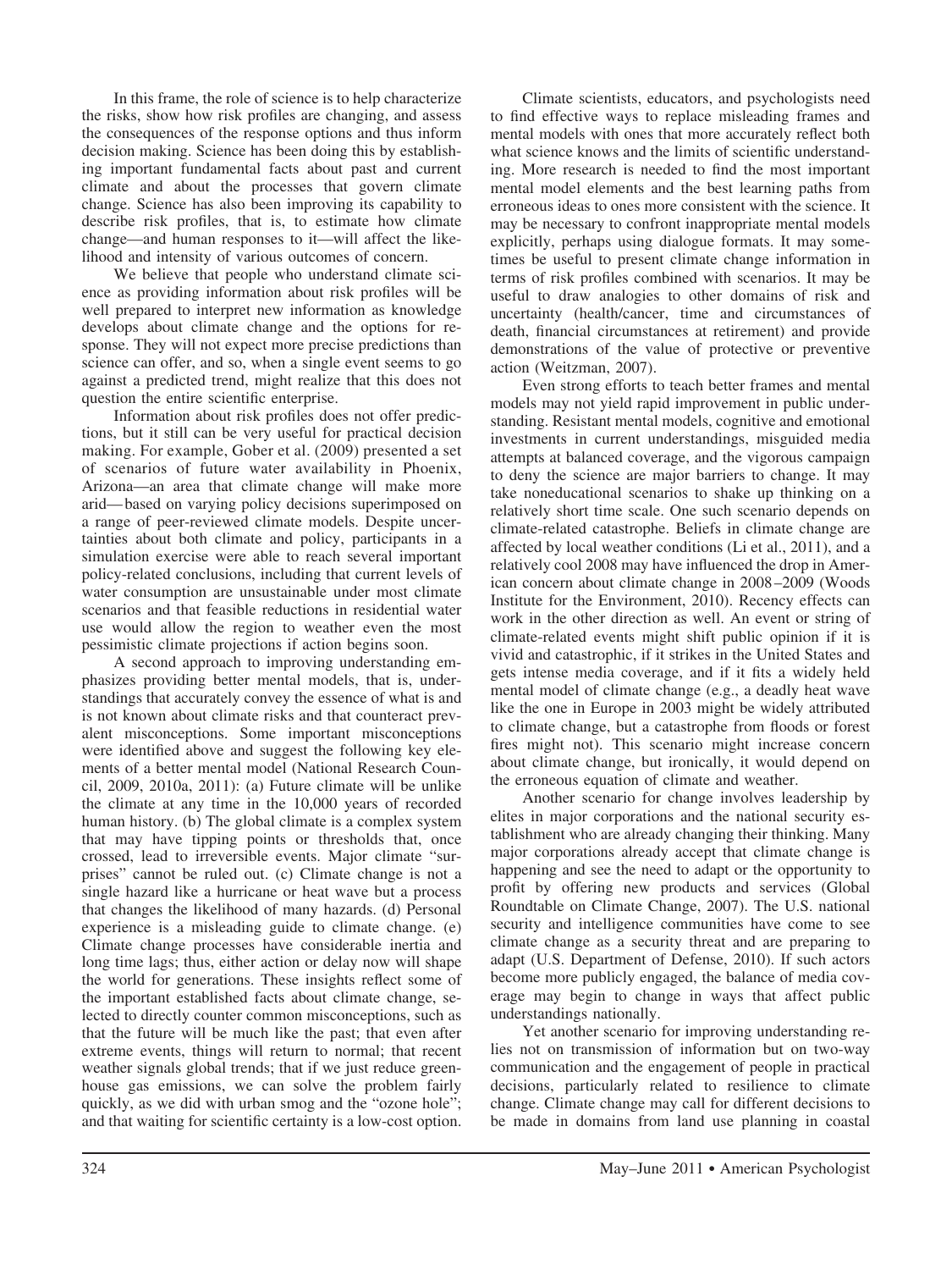In this frame, the role of science is to help characterize the risks, show how risk profiles are changing, and assess the consequences of the response options and thus inform decision making. Science has been doing this by establishing important fundamental facts about past and current climate and about the processes that govern climate change. Science has also been improving its capability to describe risk profiles, that is, to estimate how climate change—and human responses to it—will affect the likelihood and intensity of various outcomes of concern.

We believe that people who understand climate science as providing information about risk profiles will be well prepared to interpret new information as knowledge develops about climate change and the options for response. They will not expect more precise predictions than science can offer, and so, when a single event seems to go against a predicted trend, might realize that this does not question the entire scientific enterprise.

Information about risk profiles does not offer predictions, but it still can be very useful for practical decision making. For example, Gober et al. (2009) presented a set of scenarios of future water availability in Phoenix, Arizona—an area that climate change will make more arid—based on varying policy decisions superimposed on a range of peer-reviewed climate models. Despite uncertainties about both climate and policy, participants in a simulation exercise were able to reach several important policy-related conclusions, including that current levels of water consumption are unsustainable under most climate scenarios and that feasible reductions in residential water use would allow the region to weather even the most pessimistic climate projections if action begins soon.

A second approach to improving understanding emphasizes providing better mental models, that is, understandings that accurately convey the essence of what is and is not known about climate risks and that counteract prevalent misconceptions. Some important misconceptions were identified above and suggest the following key elements of a better mental model (National Research Council, 2009, 2010a, 2011): (a) Future climate will be unlike the climate at any time in the 10,000 years of recorded human history. (b) The global climate is a complex system that may have tipping points or thresholds that, once crossed, lead to irreversible events. Major climate "surprises" cannot be ruled out. (c) Climate change is not a single hazard like a hurricane or heat wave but a process that changes the likelihood of many hazards. (d) Personal experience is a misleading guide to climate change. (e) Climate change processes have considerable inertia and long time lags; thus, either action or delay now will shape the world for generations. These insights reflect some of the important established facts about climate change, selected to directly counter common misconceptions, such as that the future will be much like the past; that even after extreme events, things will return to normal; that recent weather signals global trends; that if we just reduce greenhouse gas emissions, we can solve the problem fairly quickly, as we did with urban smog and the "ozone hole"; and that waiting for scientific certainty is a low-cost option.

Climate scientists, educators, and psychologists need to find effective ways to replace misleading frames and mental models with ones that more accurately reflect both what science knows and the limits of scientific understanding. More research is needed to find the most important mental model elements and the best learning paths from erroneous ideas to ones more consistent with the science. It may be necessary to confront inappropriate mental models explicitly, perhaps using dialogue formats. It may sometimes be useful to present climate change information in terms of risk profiles combined with scenarios. It may be useful to draw analogies to other domains of risk and uncertainty (health/cancer, time and circumstances of death, financial circumstances at retirement) and provide demonstrations of the value of protective or preventive action (Weitzman, 2007).

Even strong efforts to teach better frames and mental models may not yield rapid improvement in public understanding. Resistant mental models, cognitive and emotional investments in current understandings, misguided media attempts at balanced coverage, and the vigorous campaign to deny the science are major barriers to change. It may take noneducational scenarios to shake up thinking on a relatively short time scale. One such scenario depends on climate-related catastrophe. Beliefs in climate change are affected by local weather conditions (Li et al., 2011), and a relatively cool 2008 may have influenced the drop in American concern about climate change in 2008–2009 (Woods Institute for the Environment, 2010). Recency effects can work in the other direction as well. An event or string of climate-related events might shift public opinion if it is vivid and catastrophic, if it strikes in the United States and gets intense media coverage, and if it fits a widely held mental model of climate change (e.g., a deadly heat wave like the one in Europe in 2003 might be widely attributed to climate change, but a catastrophe from floods or forest fires might not). This scenario might increase concern about climate change, but ironically, it would depend on the erroneous equation of climate and weather.

Another scenario for change involves leadership by elites in major corporations and the national security establishment who are already changing their thinking. Many major corporations already accept that climate change is happening and see the need to adapt or the opportunity to profit by offering new products and services (Global Roundtable on Climate Change, 2007). The U.S. national security and intelligence communities have come to see climate change as a security threat and are preparing to adapt (U.S. Department of Defense, 2010). If such actors become more publicly engaged, the balance of media coverage may begin to change in ways that affect public understandings nationally.

Yet another scenario for improving understanding relies not on transmission of information but on two-way communication and the engagement of people in practical decisions, particularly related to resilience to climate change. Climate change may call for different decisions to be made in domains from land use planning in coastal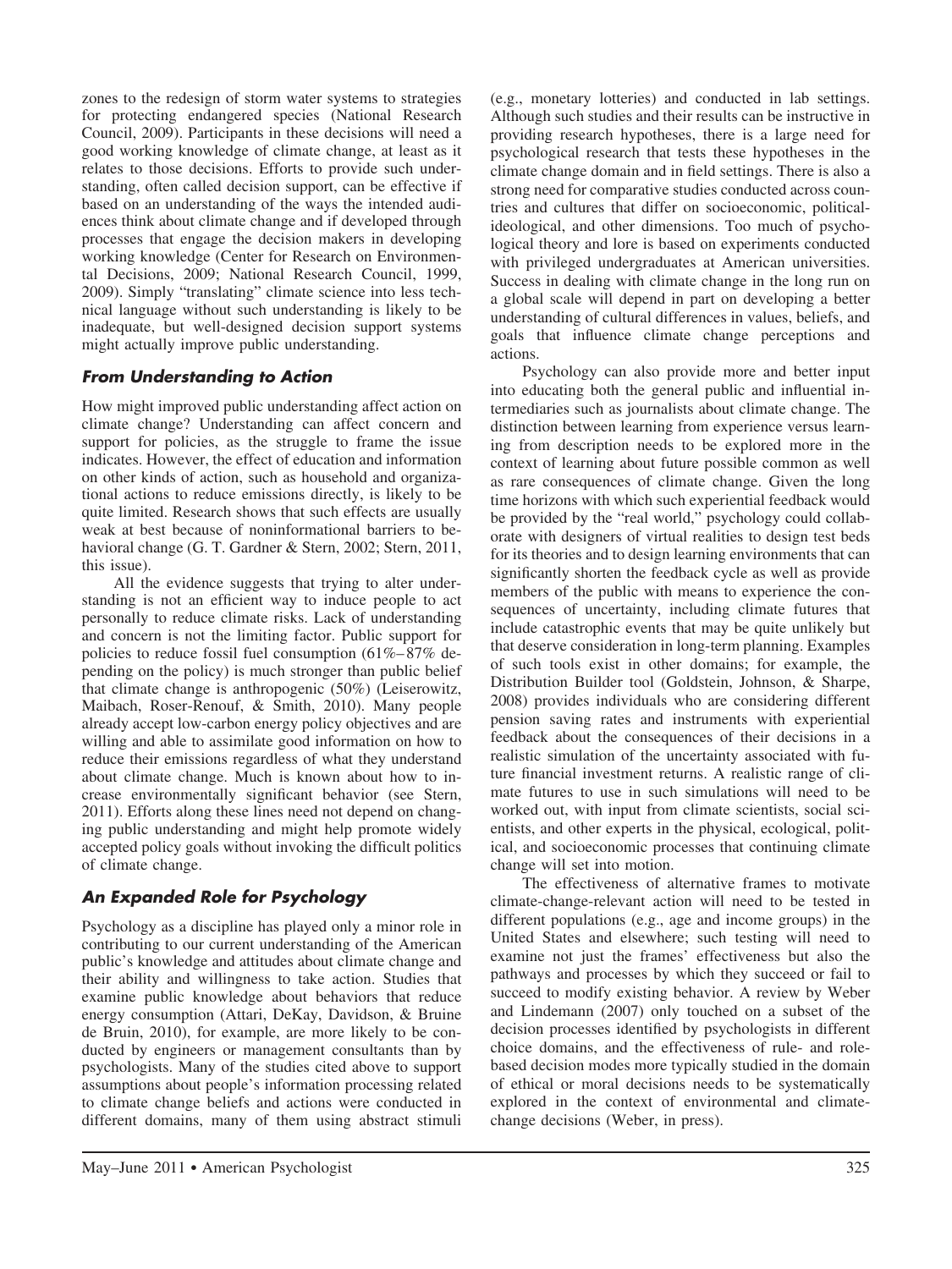zones to the redesign of storm water systems to strategies for protecting endangered species (National Research Council, 2009). Participants in these decisions will need a good working knowledge of climate change, at least as it relates to those decisions. Efforts to provide such understanding, often called decision support, can be effective if based on an understanding of the ways the intended audiences think about climate change and if developed through processes that engage the decision makers in developing working knowledge (Center for Research on Environmental Decisions, 2009; National Research Council, 1999, 2009). Simply "translating" climate science into less technical language without such understanding is likely to be inadequate, but well-designed decision support systems might actually improve public understanding.

### From Understanding to Action

How might improved public understanding affect action on climate change? Understanding can affect concern and support for policies, as the struggle to frame the issue indicates. However, the effect of education and information on other kinds of action, such as household and organizational actions to reduce emissions directly, is likely to be quite limited. Research shows that such effects are usually weak at best because of noninformational barriers to behavioral change (G. T. Gardner & Stern, 2002; Stern, 2011, this issue).

All the evidence suggests that trying to alter understanding is not an efficient way to induce people to act personally to reduce climate risks. Lack of understanding and concern is not the limiting factor. Public support for policies to reduce fossil fuel consumption (61%–87% depending on the policy) is much stronger than public belief that climate change is anthropogenic (50%) (Leiserowitz, Maibach, Roser-Renouf, & Smith, 2010). Many people already accept low-carbon energy policy objectives and are willing and able to assimilate good information on how to reduce their emissions regardless of what they understand about climate change. Much is known about how to increase environmentally significant behavior (see Stern, 2011). Efforts along these lines need not depend on changing public understanding and might help promote widely accepted policy goals without invoking the difficult politics of climate change.

### An Expanded Role for Psychology

Psychology as a discipline has played only a minor role in contributing to our current understanding of the American public's knowledge and attitudes about climate change and their ability and willingness to take action. Studies that examine public knowledge about behaviors that reduce energy consumption (Attari, DeKay, Davidson, & Bruine de Bruin, 2010), for example, are more likely to be conducted by engineers or management consultants than by psychologists. Many of the studies cited above to support assumptions about people's information processing related to climate change beliefs and actions were conducted in different domains, many of them using abstract stimuli (e.g., monetary lotteries) and conducted in lab settings. Although such studies and their results can be instructive in providing research hypotheses, there is a large need for psychological research that tests these hypotheses in the climate change domain and in field settings. There is also a strong need for comparative studies conducted across countries and cultures that differ on socioeconomic, political-ideological, and other dimensions. Too much of psychological theory and lore is based on experiments conducted with privileged undergraduates at American universities. Success in dealing with climate change in the long run on a global scale will depend in part on developing a better understanding of cultural differences in values, beliefs, and goals that influence climate change perceptions and actions.

Psychology can also provide more and better input into educating both the general public and influential intermediaries such as journalists about climate change. The distinction between learning from experience versus learning from description needs to be explored more in the context of learning about future possible common as well as rare consequences of climate change. Given the long time horizons with which such experiential feedback would be provided by the "real world," psychology could collaborate with designers of virtual realities to design test beds for its theories and to design learning environments that can significantly shorten the feedback cycle as well as provide members of the public with means to experience the consequences of uncertainty, including climate futures that include catastrophic events that may be quite unlikely but that deserve consideration in long-term planning. Examples of such tools exist in other domains; for example, the Distribution Builder tool (Goldstein, Johnson, & Sharpe, 2008) provides individuals who are considering different pension saving rates and instruments with experiential feedback about the consequences of their decisions in a realistic simulation of the uncertainty associated with future financial investment returns. A realistic range of climate futures to use in such simulations will need to be worked out, with input from climate scientists, social scientists, and other experts in the physical, ecological, political, and socioeconomic processes that continuing climate change will set into motion.

The effectiveness of alternative frames to motivate climate-change-relevant action will need to be tested in different populations (e.g., age and income groups) in the United States and elsewhere; such testing will need to examine not just the frames' effectiveness but also the pathways and processes by which they succeed or fail to succeed to modify existing behavior. A review by Weber and Lindemann (2007) only touched on a subset of the decision processes identified by psychologists in different choice domains, and the effectiveness of rule- and role-based decision modes more typically studied in the domain of ethical or moral decisions needs to be systematically explored in the context of environmental and climate-change decisions (Weber, in press).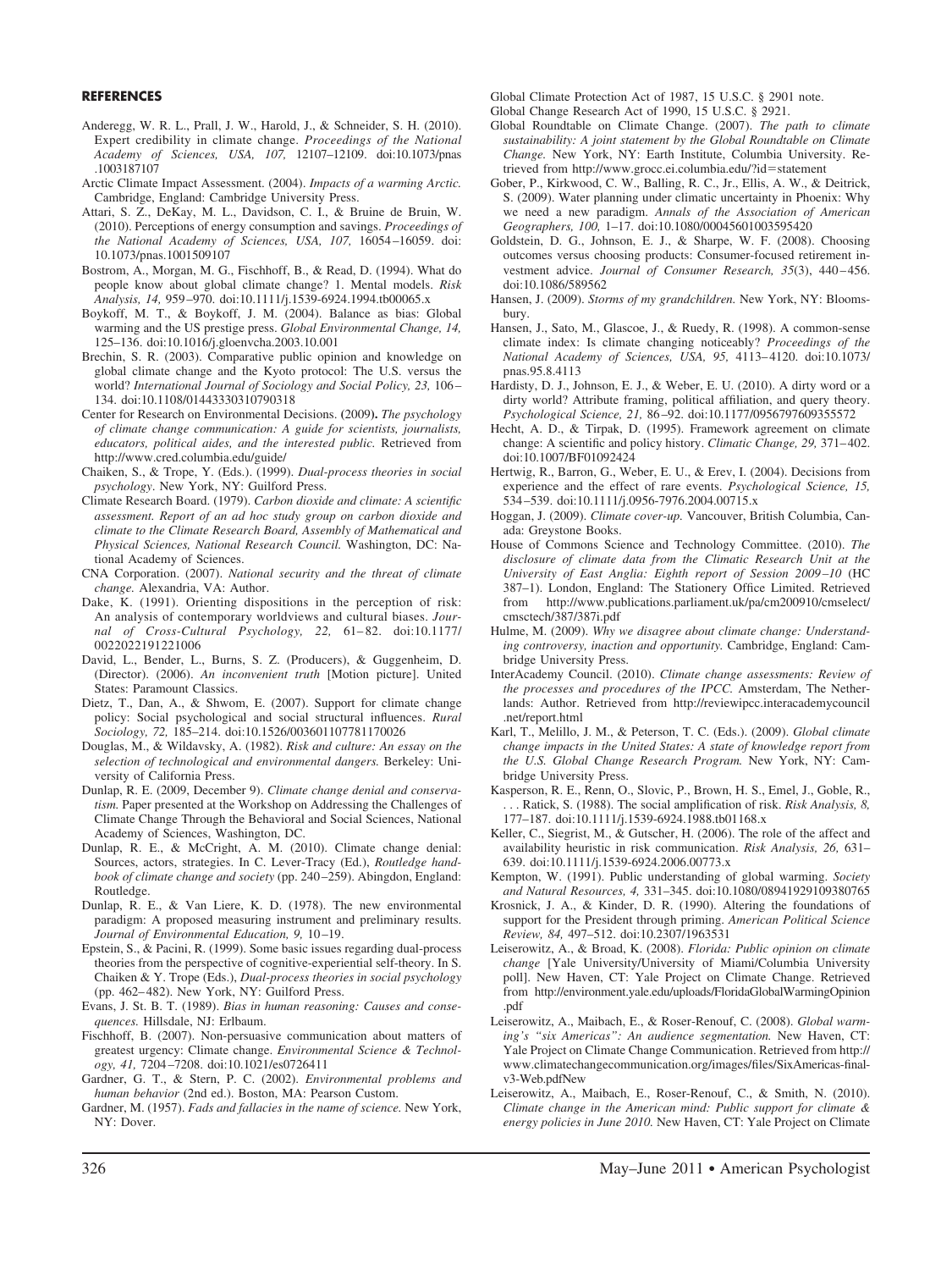## REFERENCES

Anderegg, W. R. L., Prall, J. W., Harold, J., & Schneider, S. H. (2010). Expert credibility in climate change. *Proceedings of the National Academy of Sciences, USA, 107,* 12107–12109. doi:10.1073/pnas.1003187107

Arctic Climate Impact Assessment. (2004). *Impacts of a warming Arctic.* Cambridge, England: Cambridge University Press.

Attari, S. Z., DeKay, M. L., Davidson, C. I., & Bruine de Bruin, W. (2010). Perceptions of energy consumption and savings. *Proceedings of the National Academy of Sciences, USA, 107,* 16054–16059. doi:10.1073/pnas.1001509107

Bostrom, A., Morgan, M. G., Fischhoff, B., & Read, D. (1994). What do people know about global climate change? 1. Mental models. *Risk Analysis, 14,* 959–970. doi:10.1111/j.1539-6924.1994.tb00065.x

Boykoff, M. T., & Boykoff, J. M. (2004). Balance as bias: Global warming and the US prestige press. *Global Environmental Change, 14,* 125–136. doi:10.1016/j.gloenvcha.2003.10.001

Brechin, S. R. (2003). Comparative public opinion and knowledge on global climate change and the Kyoto protocol: The U.S. versus the world? *International Journal of Sociology and Social Policy, 23,* 106–134. doi:10.1108/01443330310790318

Center for Research on Environmental Decisions. (2009). *The psychology of climate change communication: A guide for scientists, journalists, educators, political aides, and the interested public.* Retrieved from http://www.cred.columbia.edu/guide/

Chaiken, S., & Trope, Y. (Eds.). (1999). *Dual-process theories in social psychology*. New York, NY: Guilford Press.

Climate Research Board. (1979). *Carbon dioxide and climate: A scientific assessment. Report of an ad hoc study group on carbon dioxide and climate to the Climate Research Board, Assembly of Mathematical and Physical Sciences, National Research Council.* Washington, DC: National Academy of Sciences.

CNA Corporation. (2007). *National security and the threat of climate change.* Alexandria, VA: Author.

Dake, K. (1991). Orienting dispositions in the perception of risk: An analysis of contemporary worldviews and cultural biases. *Journal of Cross-Cultural Psychology, 22,* 61–82. doi:10.1177/0022022191221006

David, L., Bender, L., Burns, S. Z. (Producers), & Guggenheim, D. (Director). (2006). *An inconvenient truth* [Motion picture]. United States: Paramount Classics.

Dietz, T., Dan, A., & Shwom, E. (2007). Support for climate change policy: Social psychological and social structural influences. *Rural Sociology, 72,* 185–214. doi:10.1526/003601107781170026

Douglas, M., & Wildavsky, A. (1982). *Risk and culture: An essay on the selection of technological and environmental dangers.* Berkeley: University of California Press.

Dunlap, R. E. (2009, December 9). *Climate change denial and conservatism.* Paper presented at the Workshop on Addressing the Challenges of Climate Change Through the Behavioral and Social Sciences, National Academy of Sciences, Washington, DC.

Dunlap, R. E., & McCright, A. M. (2010). Climate change denial: Sources, actors, strategies. In C. Lever-Tracy (Ed.), *Routledge handbook of climate change and society* (pp. 240–259). Abingdon, England: Routledge.

Dunlap, R. E., & Van Liere, K. D. (1978). The new environmental paradigm: A proposed measuring instrument and preliminary results. *Journal of Environmental Education, 9,* 10–19.

Epstein, S., & Pacini, R. (1999). Some basic issues regarding dual-process theories from the perspective of cognitive-experiential self-theory. In S. Chaiken & Y. Trope (Eds.), *Dual-process theories in social psychology* (pp. 462–482). New York, NY: Guilford Press.

Evans, J. St. B. T. (1989). *Bias in human reasoning: Causes and consequences.* Hillsdale, NJ: Erlbaum.

Fischhoff, B. (2007). Non-persuasive communication about matters of greatest urgency: Climate change. *Environmental Science & Technology, 41,* 7204–7208. doi:10.1021/es0726411

Gardner, G. T., & Stern, P. C. (2002). *Environmental problems and human behavior* (2nd ed.). Boston, MA: Pearson Custom.

Gardner, M. (1957). *Fads and fallacies in the name of science.* New York, NY: Dover.

Global Climate Protection Act of 1987, 15 U.S.C. § 2901 note.

Global Change Research Act of 1990, 15 U.S.C. § 2921.

Global Roundtable on Climate Change. (2007). *The path to climate sustainability: A joint statement by the Global Roundtable on Climate Change.* New York, NY: Earth Institute, Columbia University. Retrieved from http://www.grocc.ei.columbia.edu/?id=statement

Gober, P., Kirkwood, C. W., Balling, R. C., Jr., Ellis, A. W., & Deitrick, S. (2009). Water planning under climatic uncertainty in Phoenix: Why we need a new paradigm. *Annals of the Association of American Geographers, 100,* 1–17. doi:10.1080/00045601003595420

Goldstein, D. G., Johnson, E. J., & Sharpe, W. F. (2008). Choosing outcomes versus choosing products: Consumer-focused retirement investment advice. *Journal of Consumer Research, 35*(3), 440–456. doi:10.1086/589562

Hansen, J. (2009). *Storms of my grandchildren.* New York, NY: Bloomsbury.

Hansen, J., Sato, M., Glascoe, J., & Ruedy, R. (1998). A common-sense climate index: Is climate changing noticeably? *Proceedings of the National Academy of Sciences, USA, 95,* 4113–4120. doi:10.1073/pnas.95.8.4113

Hardisty, D. J., Johnson, E. J., & Weber, E. U. (2010). A dirty word or a dirty world? Attribute framing, political affiliation, and query theory. *Psychological Science, 21,* 86–92. doi:10.1177/0956797609355572

Hecht, A. D., & Tirpak, D. (1995). Framework agreement on climate change: A scientific and policy history. *Climatic Change, 29,* 371–402. doi:10.1007/BF01092424

Hertwig, R., Barron, G., Weber, E. U., & Erev, I. (2004). Decisions from experience and the effect of rare events. *Psychological Science, 15,* 534–539. doi:10.1111/j.0956-7976.2004.00715.x

Hoggan, J. (2009). *Climate cover-up.* Vancouver, British Columbia, Canada: Greystone Books.

House of Commons Science and Technology Committee. (2010). *The disclosure of climate data from the Climatic Research Unit at the University of East Anglia: Eighth report of Session 2009–10* (HC 387–1). London, England: The Stationery Office Limited. Retrieved from http://www.publications.parliament.uk/pa/cm200910/cmselect/cmsctech/387/387i.pdf

Hulme, M. (2009). *Why we disagree about climate change: Understanding controversy, inaction and opportunity.* Cambridge, England: Cambridge University Press.

InterAcademy Council. (2010). *Climate change assessments: Review of the processes and procedures of the IPCC.* Amsterdam, The Netherlands: Author. Retrieved from http://reviewipcc.interacademycouncil.net/report.html

Karl, T., Melillo, J. M., & Peterson, T. C. (Eds.). (2009). *Global climate change impacts in the United States: A state of knowledge report from the U.S. Global Change Research Program.* New York, NY: Cambridge University Press.

Kasperson, R. E., Renn, O., Slovic, P., Brown, H. S., Emel, J., Goble, R., . . . Ratick, S. (1988). The social amplification of risk. *Risk Analysis, 8,* 177–187. doi:10.1111/j.1539-6924.1988.tb01168.x

Keller, C., Siegrist, M., & Gutscher, H. (2006). The role of the affect and availability heuristic in risk communication. *Risk Analysis, 26,* 631–639. doi:10.1111/j.1539-6924.2006.00773.x

Kempton, W. (1991). Public understanding of global warming. *Society and Natural Resources, 4,* 331–345. doi:10.1080/08941929109380765

Krosnick, J. A., & Kinder, D. R. (1990). Altering the foundations of support for the President through priming. *American Political Science Review, 84,* 497–512. doi:10.2307/1963531

Leiserowitz, A., & Broad, K. (2008). *Florida: Public opinion on climate change* [Yale University/University of Miami/Columbia University poll]. New Haven, CT: Yale Project on Climate Change. Retrieved from http://environment.yale.edu/uploads/FloridaGlobalWarmingOpinion.pdf

Leiserowitz, A., Maibach, E., & Roser-Renouf, C. (2008). *Global warming's "six Americas": An audience segmentation.* New Haven, CT: Yale Project on Climate Change Communication. Retrieved from http://www.climatechangecommunication.org/images/files/SixAmericas-final-v3-Web.pdfNew

Leiserowitz, A., Maibach, E., Roser-Renouf, C., & Smith, N. (2010). *Climate change in the American mind: Public support for climate & energy policies in June 2010.* New Haven, CT: Yale Project on Climate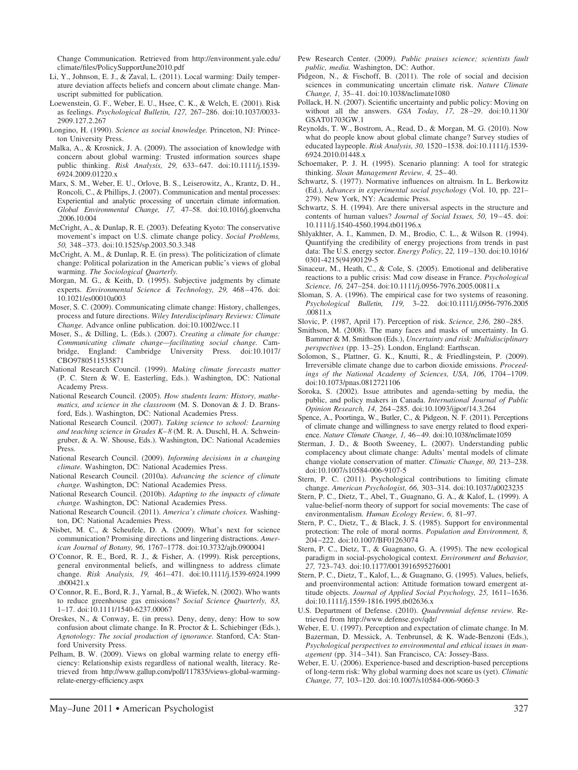Change Communication. Retrieved from http://environment.yale.edu/climate/files/PolicySupportJune2010.pdf

Li, Y., Johnson, E. J., & Zaval, L. (2011). Local warming: Daily temperature deviation affects beliefs and concern about climate change. Manuscript submitted for publication.

Loewenstein, G. F., Weber, E. U., Hsee, C. K., & Welch, E. (2001). Risk as feelings. *Psychological Bulletin, 127,* 267–286. doi:10.1037/0033-2909.127.2.267

Longino, H. (1990). *Science as social knowledge.* Princeton, NJ: Princeton University Press.

Malka, A., & Krosnick, J. A. (2009). The association of knowledge with concern about global warming: Trusted information sources shape public thinking. *Risk Analysis, 29,* 633–647. doi:10.1111/j.1539-6924.2009.01220.x

Marx, S. M., Weber, E. U., Orlove, B. S., Leiserowitz, A., Krantz, D. H., Roncoli, C., & Phillips, J. (2007). Communication and mental processes: Experiential and analytic processing of uncertain climate information. *Global Environmental Change, 17,* 47–58. doi:10.1016/j.gloenvcha.2006.10.004

McCright, A., & Dunlap, R. E. (2003). Defeating Kyoto: The conservative movement's impact on U.S. climate change policy. *Social Problems, 50,* 348–373. doi:10.1525/sp.2003.50.3.348

McCright, A. M., & Dunlap, R. E. (in press). The politicization of climate change: Political polarization in the American public's views of global warming. *The Sociological Quarterly.*

Morgan, M. G., & Keith, D. (1995). Subjective judgments by climate experts. *Environmental Science & Technology, 29,* 468–476. doi:10.1021/es00010a003

Moser, S. C. (2009). Communicating climate change: History, challenges, process and future directions. *Wiley Interdisciplinary Reviews: Climate Change.* Advance online publication. doi:10.1002/wcc.11

Moser, S., & Dilling, L. (Eds.). (2007). *Creating a climate for change: Communicating climate change—facilitating social change.* Cambridge, England: Cambridge University Press. doi:10.1017/CBO9780511535871

National Research Council. (1999). *Making climate forecasts matter* (P. C. Stern & W. E. Easterling, Eds.). Washington, DC: National Academy Press.

National Research Council. (2005). *How students learn: History, mathematics, and science in the classroom* (M. S. Donovan & J. D. Bransford, Eds.). Washington, DC: National Academies Press.

National Research Council. (2007). *Taking science to school: Learning and teaching science in Grades K–8* (M. R. A. Duschl, H. A. Schweingruber, & A. W. Shouse, Eds.). Washington, DC: National Academies Press.

National Research Council. (2009). *Informing decisions in a changing climate.* Washington, DC: National Academies Press.

National Research Council. (2010a). *Advancing the science of climate change.* Washington, DC: National Academies Press.

National Research Council. (2010b). *Adapting to the impacts of climate change.* Washington, DC: National Academies Press.

National Research Council. (2011). *America's climate choices.* Washington, DC: National Academies Press.

Nisbet, M. C., & Scheufele, D. A. (2009). What's next for science communication? Promising directions and lingering distractions. *American Journal of Botany, 96,* 1767–1778. doi:10.3732/ajb.0900041

O'Connor, R. E., Bord, R. J., & Fisher, A. (1999). Risk perceptions, general environmental beliefs, and willingness to address climate change. *Risk Analysis, 19,* 461–471. doi:10.1111/j.1539-6924.1999.tb00421.x

O'Connor, R. E., Bord, R. J., Yarnal, B., & Wiefek, N. (2002). Who wants to reduce greenhouse gas emissions? *Social Science Quarterly, 83,* 1–17. doi:10.1111/1540-6237.00067

Oreskes, N., & Conway, E. (in press). Deny, deny, deny: How to sow confusion about climate change. In R. Proctor & L. Schiebinger (Eds.), *Agnotology: The social production of ignorance.* Stanford, CA: Stanford University Press.

Pelham, B. W. (2009). Views on global warming relate to energy efficiency: Relationship exists regardless of national wealth, literacy. Retrieved from http://www.gallup.com/poll/117835/views-global-warming-relate-energy-efficiency.aspx

Pew Research Center. (2009). *Public praises science; scientists fault public, media.* Washington, DC: Author.

Pidgeon, N., & Fischoff, B. (2011). The role of social and decision sciences in communicating uncertain climate risk. *Nature Climate Change, 1,* 35–41. doi:10.1038/nclimate1080

Pollack, H. N. (2007). Scientific uncertainty and public policy: Moving on without all the answers. *GSA Today, 17,* 28–29. doi:10.1130/GSAT01703GW.1

Reynolds, T. W., Bostrom, A., Read, D., & Morgan, M. G. (2010). Now what do people know about global climate change? Survey studies of educated laypeople. *Risk Analysis, 30,* 1520–1538. doi:10.1111/j.1539-6924.2010.01448.x

Schoemaker, P. J. H. (1995). Scenario planning: A tool for strategic thinking. *Sloan Management Review, 4,* 25–40.

Schwartz, S. (1977). Normative influences on altruism. In L. Berkowitz (Ed.), *Advances in experimental social psychology* (Vol. 10, pp. 221–279). New York, NY: Academic Press.

Schwartz, S. H. (1994). Are there universal aspects in the structure and contents of human values? *Journal of Social Issues, 50,* 19–45. doi:10.1111/j.1540-4560.1994.tb01196.x

Shlyakhter, A. I., Kammen, D. M., Brodio, C. L., & Wilson R. (1994). Quantifying the credibility of energy projections from trends in past data: The U.S. energy sector. *Energy Policy, 22,* 119–130. doi:10.1016/0301-4215(94)90129-5

Sinaceur, M., Heath, C., & Cole, S. (2005). Emotional and deliberative reactions to a public crisis: Mad cow disease in France. *Psychological Science, 16,* 247–254. doi:10.1111/j.0956-7976.2005.00811.x

Sloman, S. A. (1996). The empirical case for two systems of reasoning. *Psychological Bulletin, 119,* 3–22. doi:10.1111/j.0956-7976.2005.00811.x

Slovic, P. (1987, April 17). Perception of risk. *Science, 236,* 280–285.

Smithson, M. (2008). The many faces and masks of uncertainty. In G. Bammer & M. Smithson (Eds.), *Uncertainty and risk: Multidisciplinary perspectives* (pp. 13–25). London, England: Earthscan.

Solomon, S., Plattner, G. K., Knutti, R., & Friedlingstein, P. (2009). Irreversible climate change due to carbon dioxide emissions. *Proceedings of the National Academy of Sciences, USA, 106,* 1704–1709. doi:10.1073/pnas.0812721106

Soroka, S. (2002). Issue attributes and agenda-setting by media, the public, and policy makers in Canada. *International Journal of Public Opinion Research, 14,* 264–285. doi:10.1093/ijpor/14.3.264

Spence, A., Poortinga, W., Butler, C., & Pidgeon, N. F. (2011). Perceptions of climate change and willingness to save energy related to flood experience. *Nature Climate Change, 1,* 46–49. doi:10.1038/nclimate1059

Sterman, J. D., & Booth Sweeney, L. (2007). Understanding public complacency about climate change: Adults' mental models of climate change violate conservation of matter. *Climatic Change, 80,* 213–238. doi:10.1007/s10584-006-9107-5

Stern, P. C. (2011). Psychological contributions to limiting climate change. *American Psychologist, 66,* 303–314. doi:10.1037/a0023235

Stern, P. C., Dietz, T., Abel, T., Guagnano, G. A., & Kalof, L. (1999). A value-belief-norm theory of support for social movements: The case of environmentalism. *Human Ecology Review, 6,* 81–97.

Stern, P. C., Dietz, T., & Black, J. S. (1985). Support for environmental protection: The role of moral norms. *Population and Environment, 8,* 204–222. doi:10.1007/BF01263074

Stern, P. C., Dietz, T., & Guagnano, G. A. (1995). The new ecological paradigm in social-psychological context. *Environment and Behavior, 27,* 723–743. doi:10.1177/0013916595276001

Stern, P. C., Dietz, T., Kalof, L., & Guagnano, G. (1995). Values, beliefs, and proenvironmental action: Attitude formation toward emergent attitude objects. *Journal of Applied Social Psychology, 25,* 1611–1636. doi:10.1111/j.1559-1816.1995.tb02636.x

U.S. Department of Defense. (2010). *Quadrennial defense review.* Retrieved from http://www.defense.gov/qdr/

Weber, E. U. (1997). Perception and expectation of climate change. In M. Bazerman, D. Messick, A. Tenbrunsel, & K. Wade-Benzoni (Eds.), *Psychological perspectives to environmental and ethical issues in management* (pp. 314–341). San Francisco, CA: Jossey-Bass.

Weber, E. U. (2006). Experience-based and description-based perceptions of long-term risk: Why global warming does not scare us (yet). *Climatic Change, 77,* 103–120. doi:10.1007/s10584-006-9060-3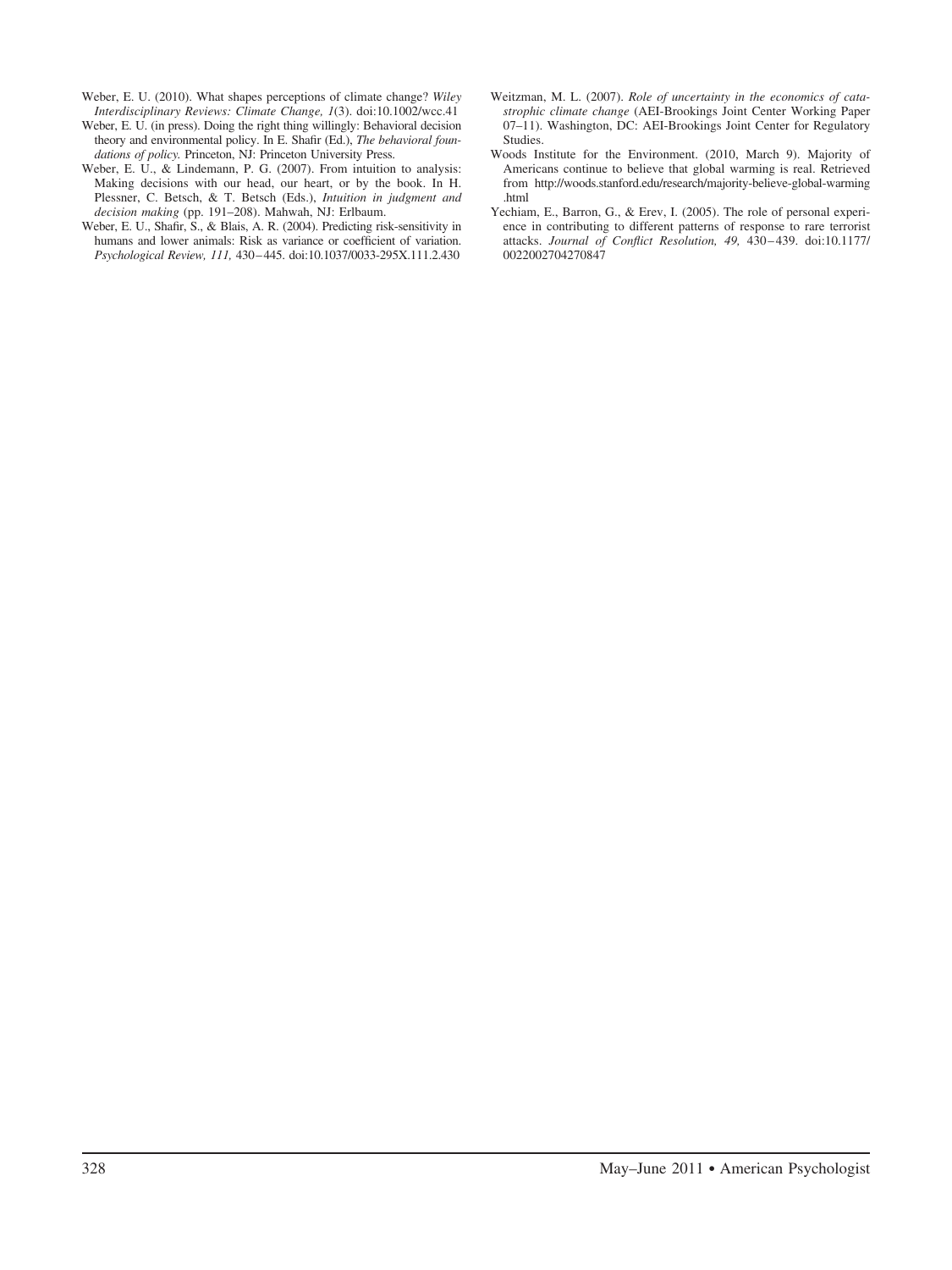Weber, E. U. (2010). What shapes perceptions of climate change? *Wiley Interdisciplinary Reviews: Climate Change, 1*(3). doi:10.1002/wcc.41

Weber, E. U. (in press). Doing the right thing willingly: Behavioral decision theory and environmental policy. In E. Shafir (Ed.), *The behavioral foundations of policy.* Princeton, NJ: Princeton University Press.

Weber, E. U., & Lindemann, P. G. (2007). From intuition to analysis: Making decisions with our head, our heart, or by the book. In H. Plessner, C. Betsch, & T. Betsch (Eds.), *Intuition in judgment and decision making* (pp. 191–208). Mahwah, NJ: Erlbaum.

Weber, E. U., Shafir, S., & Blais, A. R. (2004). Predicting risk-sensitivity in humans and lower animals: Risk as variance or coefficient of variation. *Psychological Review, 111,* 430–445. doi:10.1037/0033-295X.111.2.430

Weitzman, M. L. (2007). *Role of uncertainty in the economics of catastrophic climate change* (AEI-Brookings Joint Center Working Paper 07–11). Washington, DC: AEI-Brookings Joint Center for Regulatory Studies.

Woods Institute for the Environment. (2010, March 9). Majority of Americans continue to believe that global warming is real. Retrieved from http://woods.stanford.edu/research/majority-believe-global-warming.html

Yechiam, E., Barron, G., & Erev, I. (2005). The role of personal experience in contributing to different patterns of response to rare terrorist attacks. *Journal of Conflict Resolution, 49,* 430–439. doi:10.1177/0022002704270847